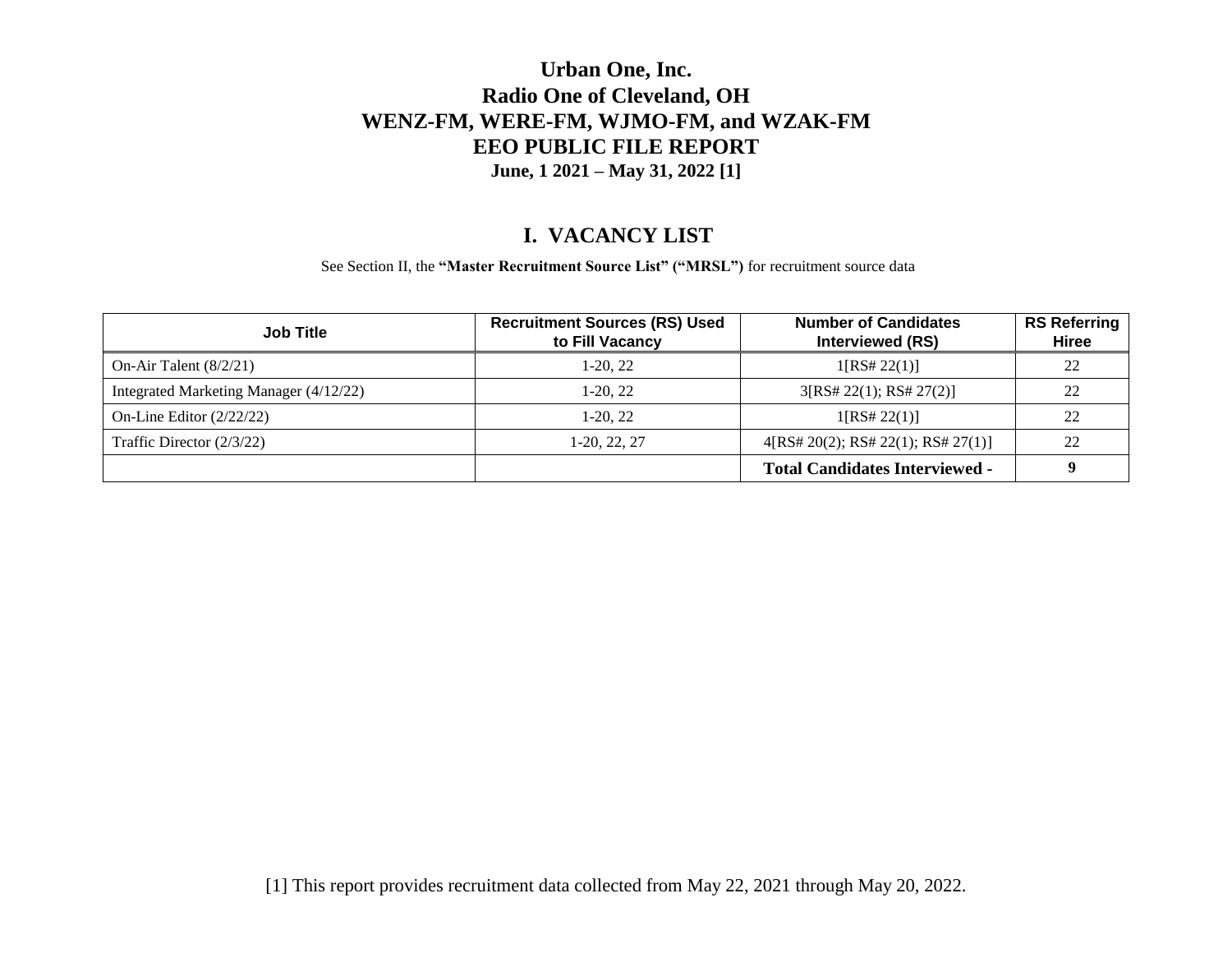# Urban One, Inc.
# Radio One of Cleveland, OH
# WENZ-FM, WERE-FM, WJMO-FM, and WZAK-FM
# EEO PUBLIC FILE REPORT
**June, 1 2021 – May 31, 2022 [1]**

## I. VACANCY LIST

See Section II, the **"Master Recruitment Source List" ("MRSL")** for recruitment source data

| Job Title | Recruitment Sources (RS) Used to Fill Vacancy | Number of Candidates Interviewed (RS) | RS Referring Hiree |
|---|---|---|---|
| On-Air Talent (8/2/21) | 1-20, 22 | 1[RS# 22(1)] | 22 |
| Integrated Marketing Manager (4/12/22) | 1-20, 22 | 3[RS# 22(1); RS# 27(2)] | 22 |
| On-Line Editor (2/22/22) | 1-20, 22 | 1[RS# 22(1)] | 22 |
| Traffic Director (2/3/22) | 1-20, 22, 27 | 4[RS# 20(2); RS# 22(1); RS# 27(1)] | 22 |
| | | **Total Candidates Interviewed -** | **9** |

[1] This report provides recruitment data collected from May 22, 2021 through May 20, 2022.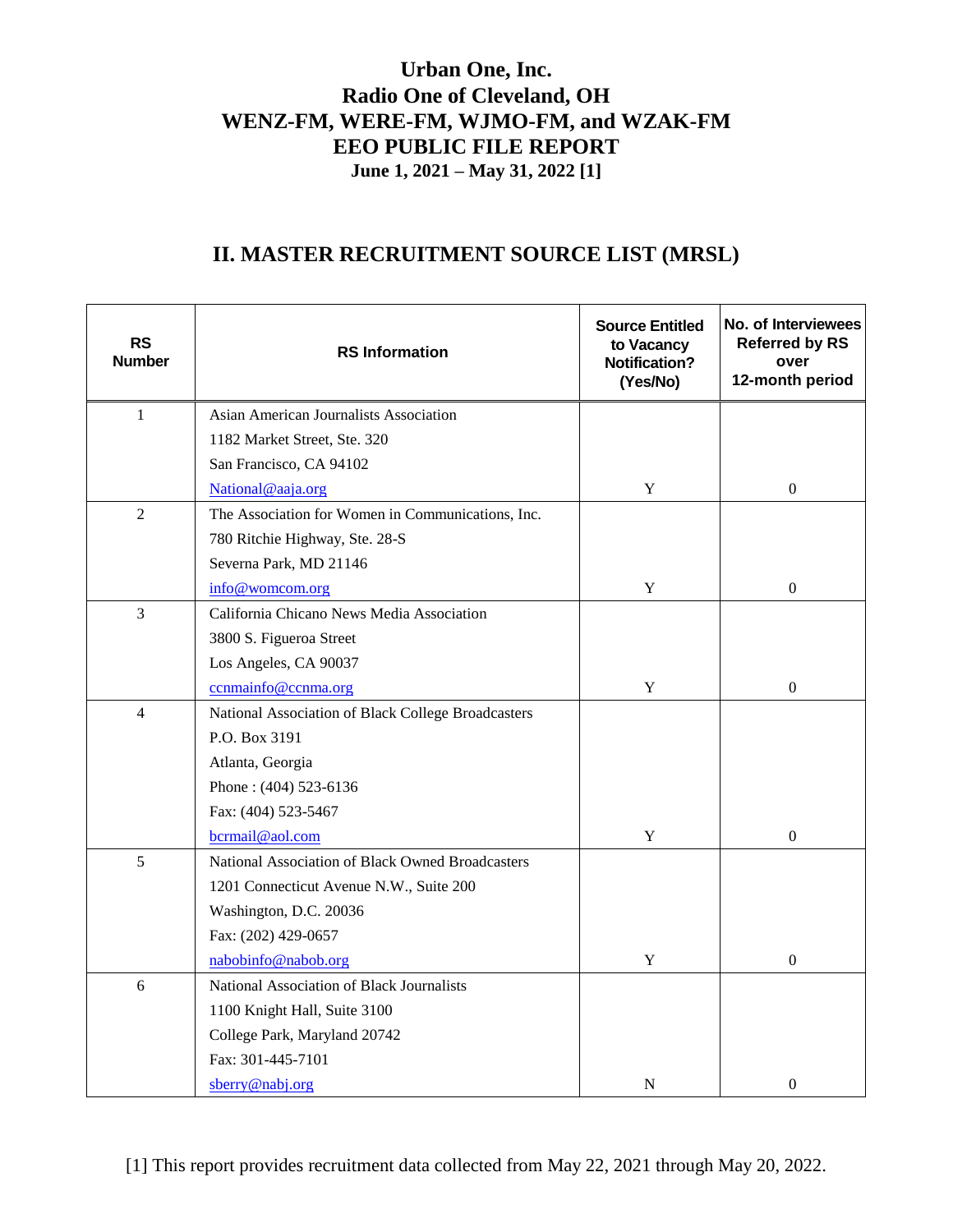# Urban One, Inc.
# Radio One of Cleveland, OH
# WENZ-FM, WERE-FM, WJMO-FM, and WZAK-FM
# EEO PUBLIC FILE REPORT
**June 1, 2021 – May 31, 2022 [1]**

## II. MASTER RECRUITMENT SOURCE LIST (MRSL)

| RS Number | RS Information | Source Entitled to Vacancy Notification? (Yes/No) | No. of Interviewees Referred by RS over 12-month period |
|---|---|---|---|
| 1 | Asian American Journalists Association<br>1182 Market Street, Ste. 320<br>San Francisco, CA 94102<br>National@aaja.org | Y | 0 |
| 2 | The Association for Women in Communications, Inc.<br>780 Ritchie Highway, Ste. 28-S<br>Severna Park, MD 21146<br>info@womcom.org | Y | 0 |
| 3 | California Chicano News Media Association<br>3800 S. Figueroa Street<br>Los Angeles, CA 90037<br>ccnmainfo@ccnma.org | Y | 0 |
| 4 | National Association of Black College Broadcasters<br>P.O. Box 3191<br>Atlanta, Georgia<br>Phone : (404) 523-6136<br>Fax: (404) 523-5467<br>bcrmail@aol.com | Y | 0 |
| 5 | National Association of Black Owned Broadcasters<br>1201 Connecticut Avenue N.W., Suite 200<br>Washington, D.C. 20036<br>Fax: (202) 429-0657<br>nabobinfo@nabob.org | Y | 0 |
| 6 | National Association of Black Journalists<br>1100 Knight Hall, Suite 3100<br>College Park, Maryland 20742<br>Fax: 301-445-7101<br>sberry@nabj.org | N | 0 |

[1] This report provides recruitment data collected from May 22, 2021 through May 20, 2022.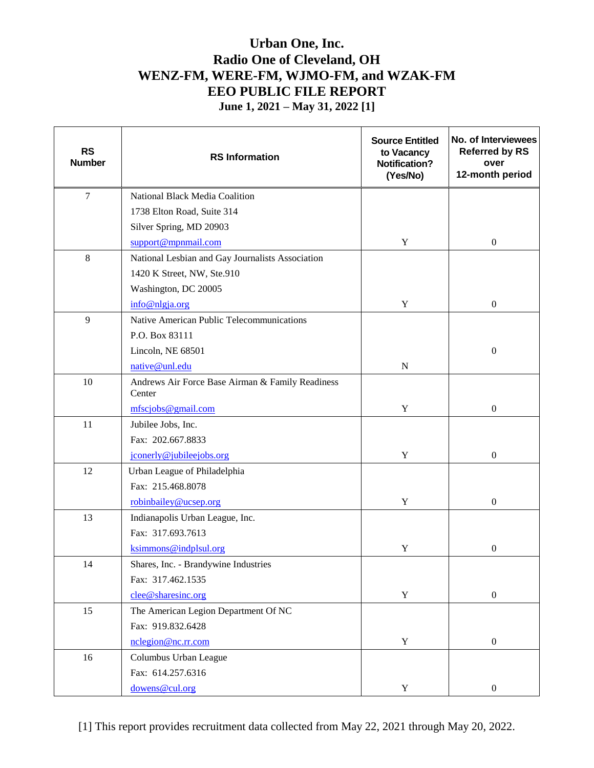# Urban One, Inc.
# Radio One of Cleveland, OH
# WENZ-FM, WERE-FM, WJMO-FM, and WZAK-FM
# EEO PUBLIC FILE REPORT
### June 1, 2021 – May 31, 2022 [1]

| RS Number | RS Information | Source Entitled to Vacancy Notification? (Yes/No) | No. of Interviewees Referred by RS over 12-month period |
|---|---|---|---|
| 7 | National Black Media Coalition<br>1738 Elton Road, Suite 314<br>Silver Spring, MD 20903<br>support@mpnmail.com | Y | 0 |
| 8 | National Lesbian and Gay Journalists Association<br>1420 K Street, NW, Ste.910<br>Washington, DC 20005<br>info@nlgja.org | Y | 0 |
| 9 | Native American Public Telecommunications<br>P.O. Box 83111<br>Lincoln, NE 68501<br>native@unl.edu | N | 0 |
| 10 | Andrews Air Force Base Airman & Family Readiness Center<br>mfscjobs@gmail.com | Y | 0 |
| 11 | Jubilee Jobs, Inc.<br>Fax: 202.667.8833<br>jconerly@jubileejobs.org | Y | 0 |
| 12 | Urban League of Philadelphia<br>Fax: 215.468.8078<br>robinbailey@ucsep.org | Y | 0 |
| 13 | Indianapolis Urban League, Inc.<br>Fax: 317.693.7613<br>ksimmons@indplsul.org | Y | 0 |
| 14 | Shares, Inc. - Brandywine Industries<br>Fax: 317.462.1535<br>clee@sharesinc.org | Y | 0 |
| 15 | The American Legion Department Of NC<br>Fax: 919.832.6428<br>nclegion@nc.rr.com | Y | 0 |
| 16 | Columbus Urban League<br>Fax: 614.257.6316<br>dowens@cul.org | Y | 0 |

[1] This report provides recruitment data collected from May 22, 2021 through May 20, 2022.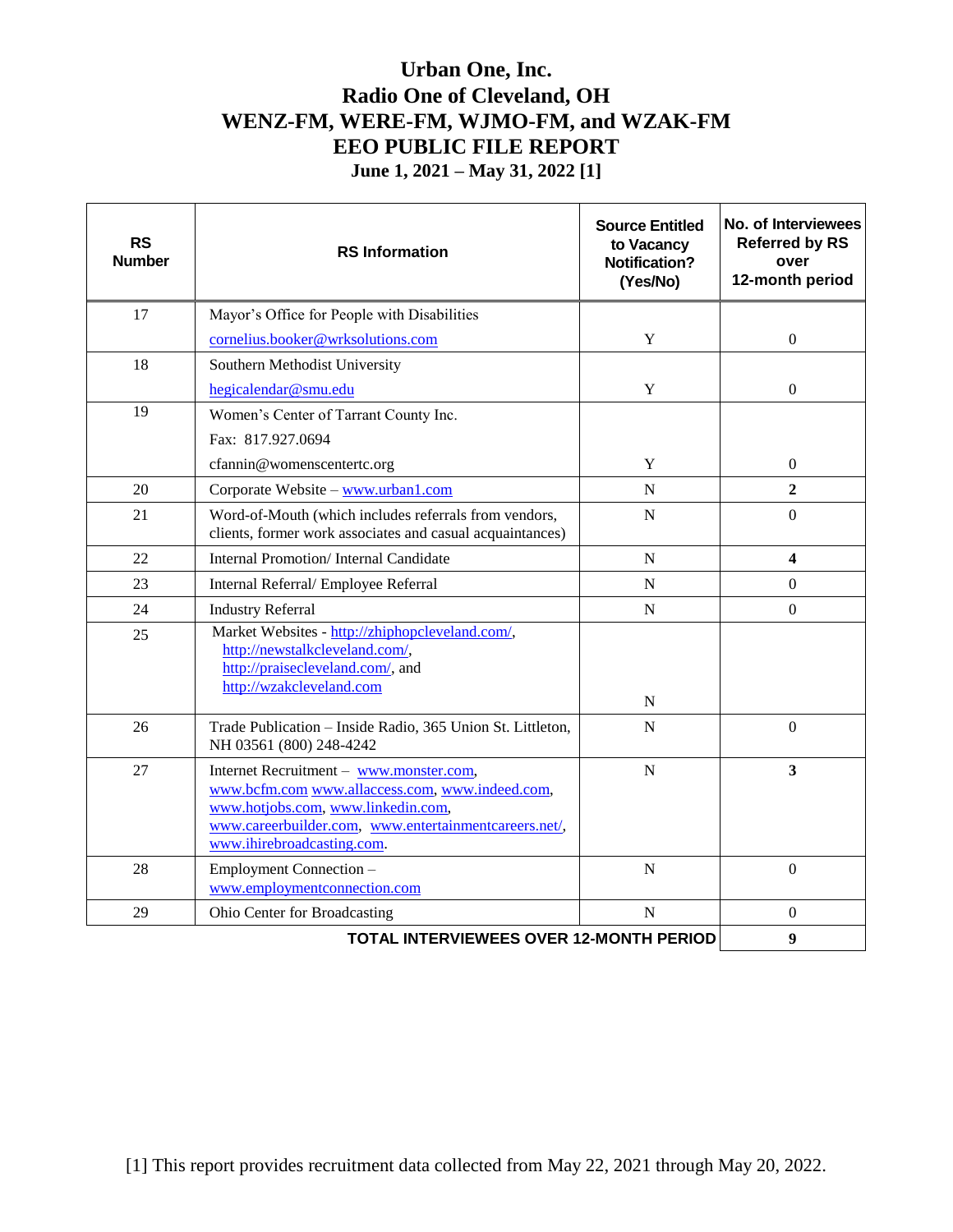# Urban One, Inc.
# Radio One of Cleveland, OH
# WENZ-FM, WERE-FM, WJMO-FM, and WZAK-FM
# EEO PUBLIC FILE REPORT
## June 1, 2021 – May 31, 2022 [1]

| RS Number | RS Information | Source Entitled to Vacancy Notification? (Yes/No) | No. of Interviewees Referred by RS over 12-month period |
|---|---|---|---|
| 17 | Mayor's Office for People with Disabilities<br>cornelius.booker@wrksolutions.com | Y | 0 |
| 18 | Southern Methodist University<br>hegicalendar@smu.edu | Y | 0 |
| 19 | Women's Center of Tarrant County Inc.<br>Fax: 817.927.0694<br>cfannin@womenscentertc.org | Y | 0 |
| 20 | Corporate Website – www.urban1.com | N | **2** |
| 21 | Word-of-Mouth (which includes referrals from vendors, clients, former work associates and casual acquaintances) | N | 0 |
| 22 | Internal Promotion/ Internal Candidate | N | **4** |
| 23 | Internal Referral/ Employee Referral | N | 0 |
| 24 | Industry Referral | N | 0 |
| 25 | Market Websites - http://zhiphopcleveland.com/, http://newstalkcleveland.com/, http://praisecleveland.com/, and http://wzakcleveland.com | N | |
| 26 | Trade Publication – Inside Radio, 365 Union St. Littleton, NH 03561 (800) 248-4242 | N | 0 |
| 27 | Internet Recruitment – www.monster.com, www.bcfm.com www.allaccess.com, www.indeed.com, www.hotjobs.com, www.linkedin.com, www.careerbuilder.com, www.entertainmentcareers.net/, www.ihirebroadcasting.com. | N | **3** |
| 28 | Employment Connection – www.employmentconnection.com | N | 0 |
| 29 | Ohio Center for Broadcasting | N | 0 |
| | **TOTAL INTERVIEWEES OVER 12-MONTH PERIOD** | | **9** |

[1] This report provides recruitment data collected from May 22, 2021 through May 20, 2022.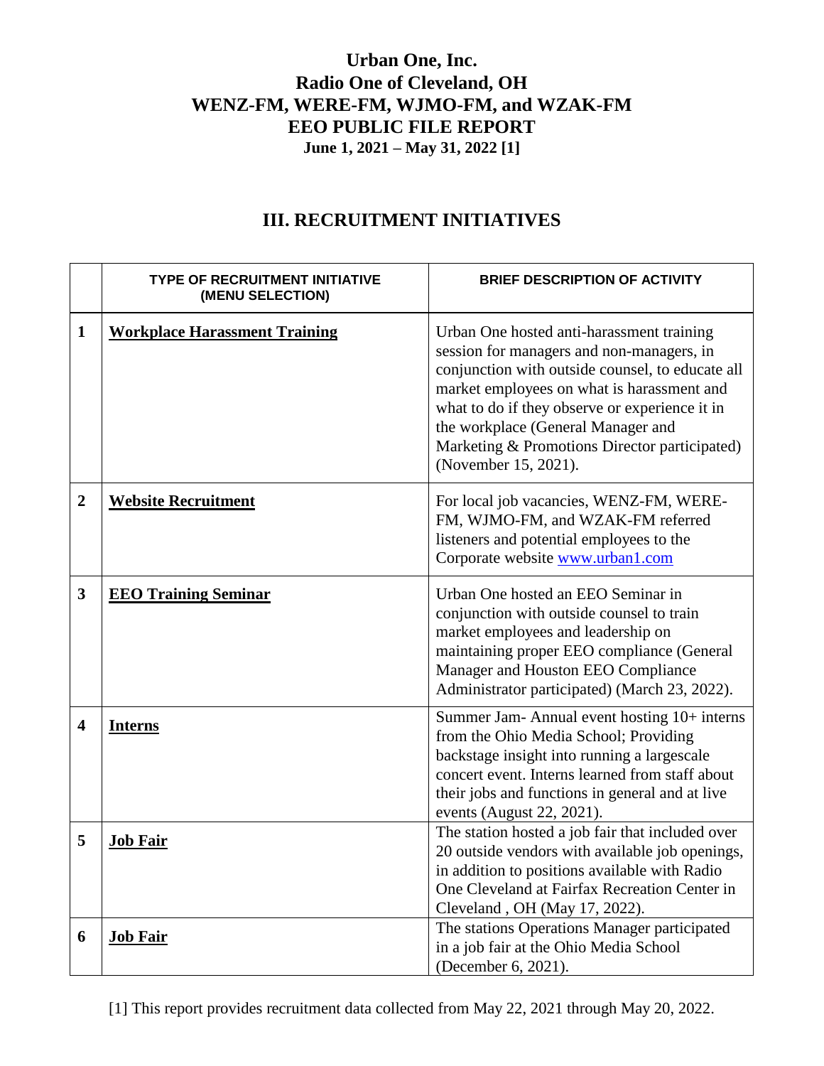# Urban One, Inc.
# Radio One of Cleveland, OH
# WENZ-FM, WERE-FM, WJMO-FM, and WZAK-FM
# EEO PUBLIC FILE REPORT
**June 1, 2021 – May 31, 2022 [1]**

## III. RECRUITMENT INITIATIVES

| | TYPE OF RECRUITMENT INITIATIVE (MENU SELECTION) | BRIEF DESCRIPTION OF ACTIVITY |
|---|---|---|
| **1** | **Workplace Harassment Training** | Urban One hosted anti-harassment training session for managers and non-managers, in conjunction with outside counsel, to educate all market employees on what is harassment and what to do if they observe or experience it in the workplace (General Manager and Marketing & Promotions Director participated) (November 15, 2021). |
| **2** | **Website Recruitment** | For local job vacancies, WENZ-FM, WERE-FM, WJMO-FM, and WZAK-FM referred listeners and potential employees to the Corporate website www.urban1.com |
| **3** | **EEO Training Seminar** | Urban One hosted an EEO Seminar in conjunction with outside counsel to train market employees and leadership on maintaining proper EEO compliance (General Manager and Houston EEO Compliance Administrator participated) (March 23, 2022). |
| **4** | **Interns** | Summer Jam- Annual event hosting 10+ interns from the Ohio Media School; Providing backstage insight into running a largescale concert event. Interns learned from staff about their jobs and functions in general and at live events (August 22, 2021). |
| **5** | **Job Fair** | The station hosted a job fair that included over 20 outside vendors with available job openings, in addition to positions available with Radio One Cleveland at Fairfax Recreation Center in Cleveland , OH (May 17, 2022). |
| **6** | **Job Fair** | The stations Operations Manager participated in a job fair at the Ohio Media School (December 6, 2021). |

[1] This report provides recruitment data collected from May 22, 2021 through May 20, 2022.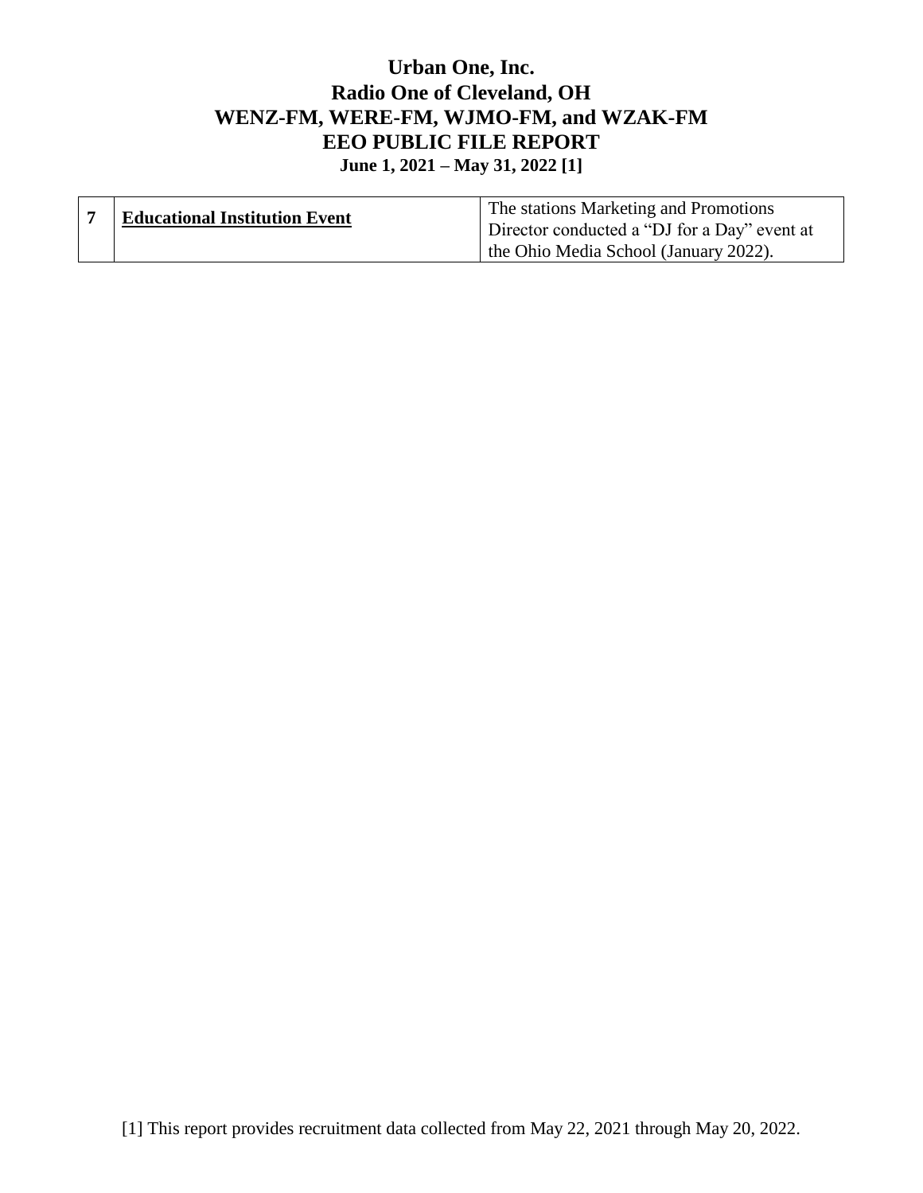# Urban One, Inc.
# Radio One of Cleveland, OH
# WENZ-FM, WERE-FM, WJMO-FM, and WZAK-FM
# EEO PUBLIC FILE REPORT
**June 1, 2021 – May 31, 2022 [1]**

| | | |
|---|---|---|
| **7** | **Educational Institution Event** | The stations Marketing and Promotions Director conducted a "DJ for a Day" event at the Ohio Media School (January 2022). |

[1] This report provides recruitment data collected from May 22, 2021 through May 20, 2022.